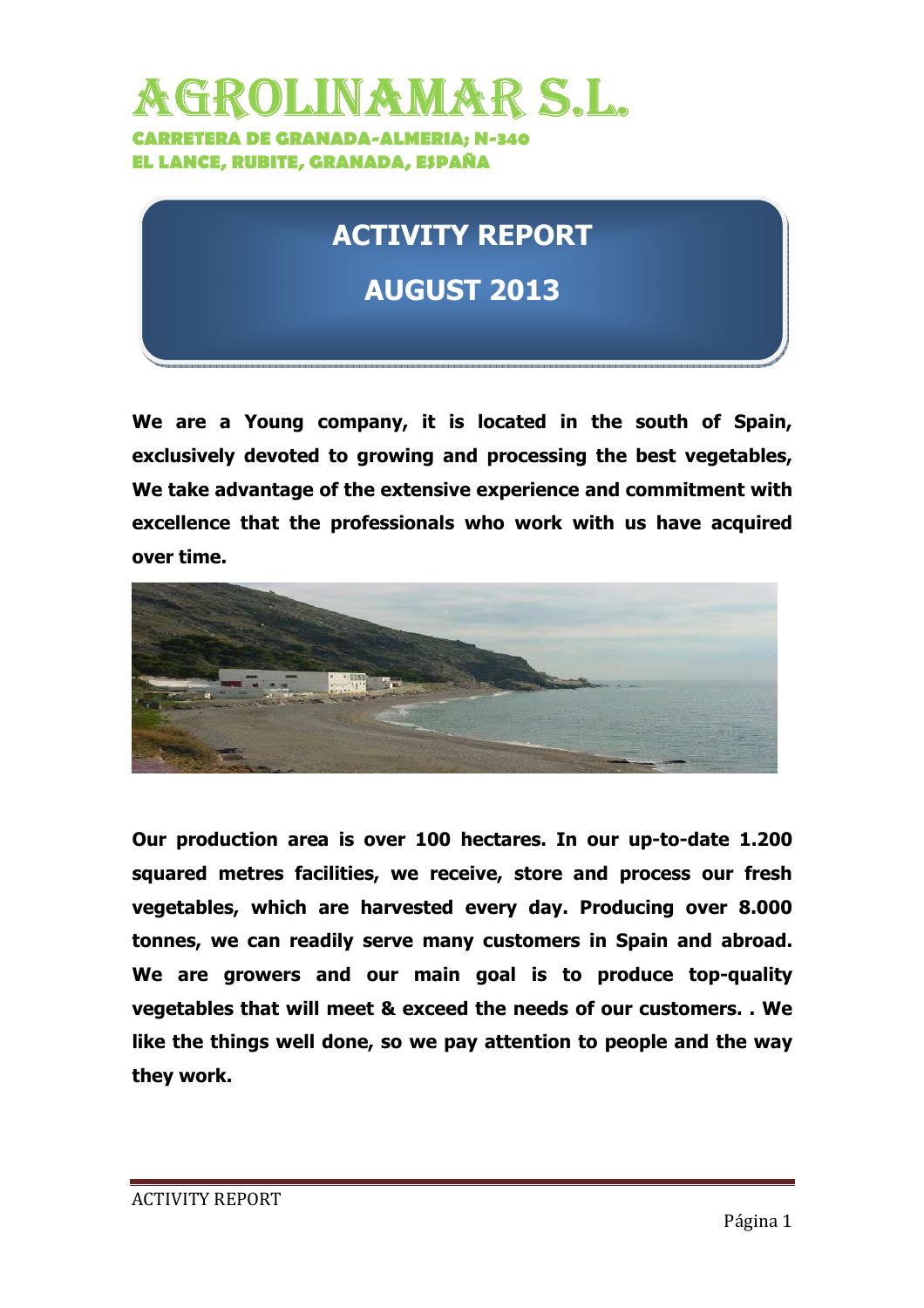# AGROLINAMAR S.L.

**CARRETERA DE GRANADA-ALMERIA; N-340**
**EL LANCE, RUBITE, GRANADA, ESPAÑA**

## ACTIVITY REPORT

## AUGUST 2013

**We are a Young company, it is located in the south of Spain, exclusively devoted to growing and processing the best vegetables, We take advantage of the extensive experience and commitment with excellence that the professionals who work with us have acquired over time.**

**Our production area is over 100 hectares. In our up-to-date 1.200 squared metres facilities, we receive, store and process our fresh vegetables, which are harvested every day. Producing over 8.000 tonnes, we can readily serve many customers in Spain and abroad. We are growers and our main goal is to produce top-quality vegetables that will meet & exceed the needs of our customers. . We like the things well done, so we pay attention to people and the way they work.**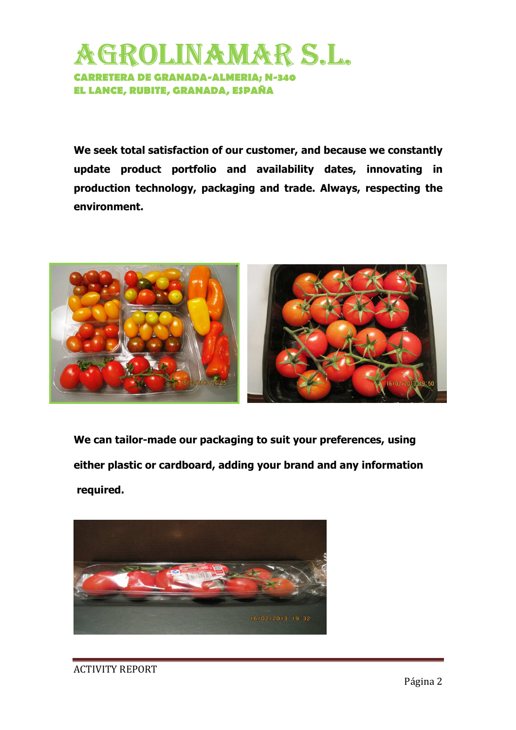# AGROLINAMAR S.L.

**CARRETERA DE GRANADA-ALMERIA; N-340**
**EL LANCE, RUBITE, GRANADA, ESPAÑA**

**We seek total satisfaction of our customer, and because we constantly update product portfolio and availability dates, innovating in production technology, packaging and trade. Always, respecting the environment.**

**We can tailor-made our packaging to suit your preferences, using either plastic or cardboard, adding your brand and any information required.**